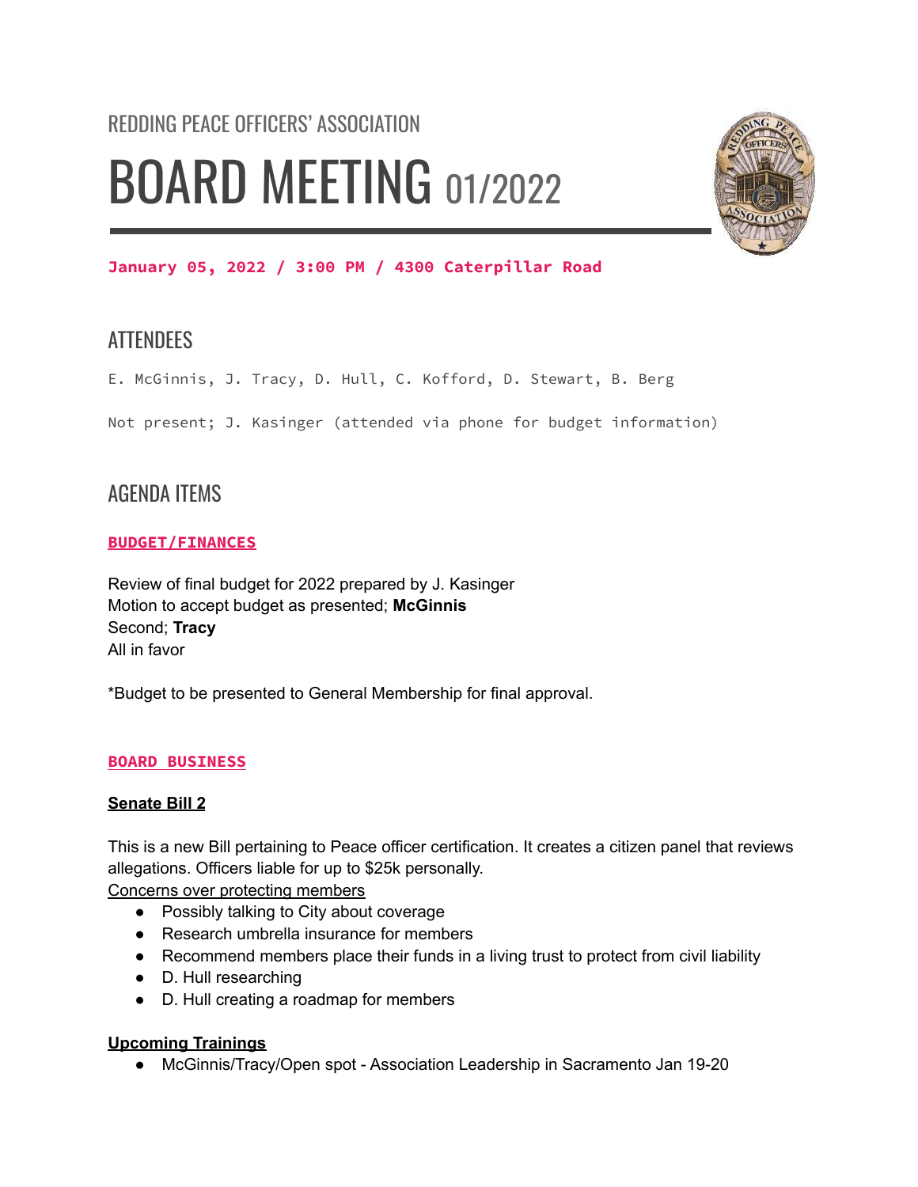REDDING PEACE OFFICERS' ASSOCIATION

# BOARD MEETING 01/2022

**January 05, 2022 / 3:00 PM / 4300 Caterpillar Road**

## ATTENDEES

E. McGinnis, J. Tracy, D. Hull, C. Kofford, D. Stewart, B. Berg

Not present; J. Kasinger (attended via phone for budget information)

## AGENDA ITEMS

### BUDGET/FINANCES

Review of final budget for 2022 prepared by J. Kasinger
Motion to accept budget as presented; **McGinnis**
Second; **Tracy**
All in favor

*Budget to be presented to General Membership for final approval.

### BOARD BUSINESS

**Senate Bill 2**

This is a new Bill pertaining to Peace officer certification. It creates a citizen panel that reviews allegations. Officers liable for up to $25k personally.
Concerns over protecting members

- Possibly talking to City about coverage
- Research umbrella insurance for members
- Recommend members place their funds in a living trust to protect from civil liability
- D. Hull researching
- D. Hull creating a roadmap for members

**Upcoming Trainings**

- McGinnis/Tracy/Open spot - Association Leadership in Sacramento Jan 19-20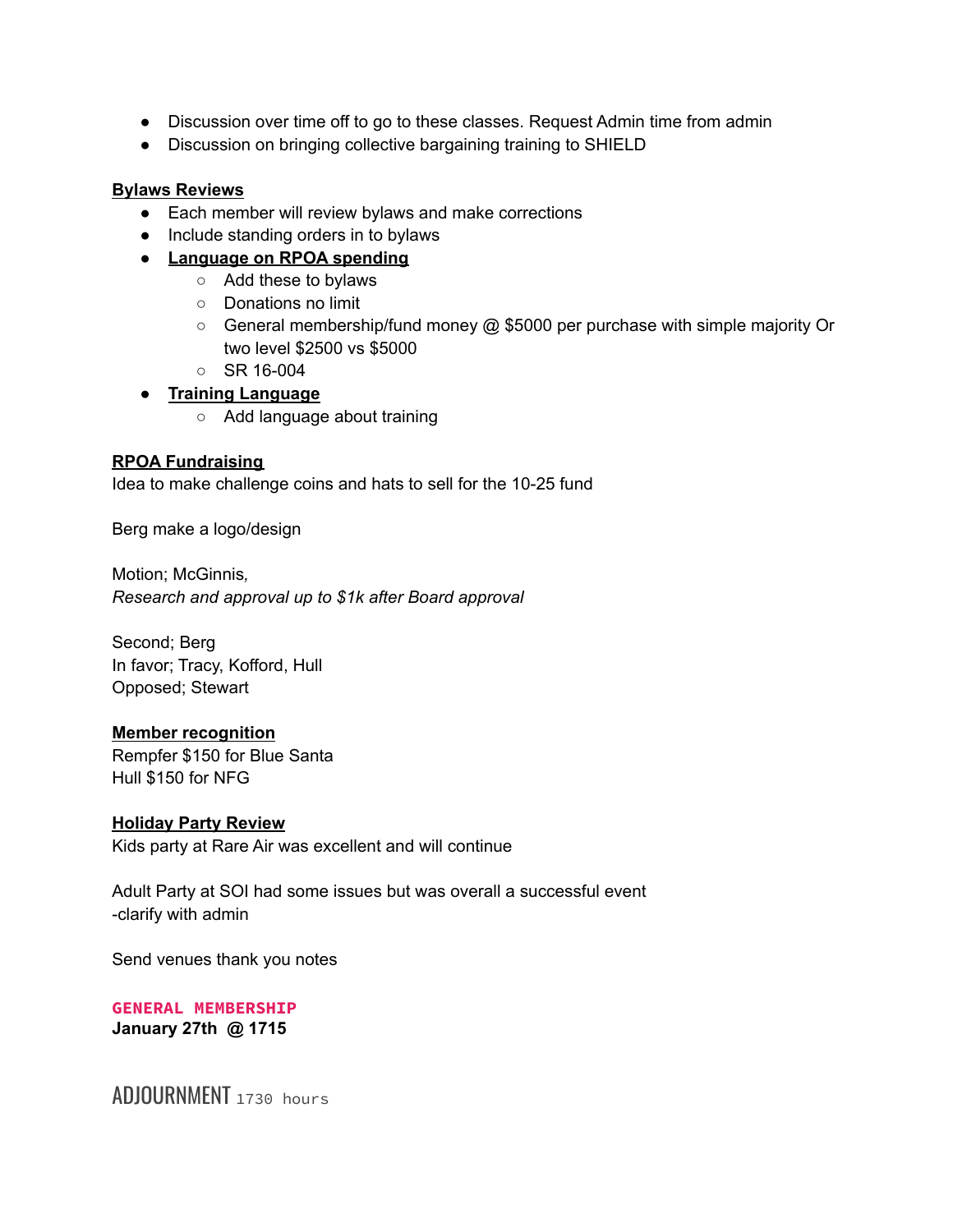- Discussion over time off to go to these classes. Request Admin time from admin
- Discussion on bringing collective bargaining training to SHIELD

**Bylaws Reviews**

- Each member will review bylaws and make corrections
- Include standing orders in to bylaws
- **Language on RPOA spending**
  - Add these to bylaws
  - Donations no limit
  - General membership/fund money @ $5000 per purchase with simple majority Or two level $2500 vs $5000
  - SR 16-004
- **Training Language**
  - Add language about training

**RPOA Fundraising**

Idea to make challenge coins and hats to sell for the 10-25 fund

Berg make a logo/design

Motion; McGinnis*,*
*Research and approval up to $1k after Board approval*

Second; Berg
In favor; Tracy, Kofford, Hull
Opposed; Stewart

**Member recognition**

Rempfer $150 for Blue Santa
Hull $150 for NFG

**Holiday Party Review**

Kids party at Rare Air was excellent and will continue

Adult Party at SOI had some issues but was overall a successful event
-clarify with admin

Send venues thank you notes

**GENERAL MEMBERSHIP**
**January 27th @ 1715**

ADJOURNMENT 1730 hours